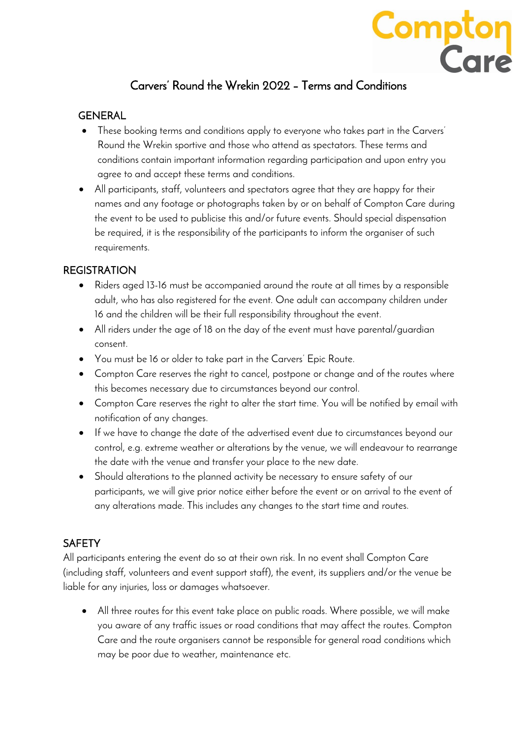Compton Care

# Carvers' Round the Wrekin 2022 – Terms and Conditions

## GENERAL

- These booking terms and conditions apply to everyone who takes part in the Carvers' Round the Wrekin sportive and those who attend as spectators. These terms and conditions contain important information regarding participation and upon entry you agree to and accept these terms and conditions.
- All participants, staff, volunteers and spectators agree that they are happy for their names and any footage or photographs taken by or on behalf of Compton Care during the event to be used to publicise this and/or future events. Should special dispensation be required, it is the responsibility of the participants to inform the organiser of such requirements.

## REGISTRATION

- Riders aged 13-16 must be accompanied around the route at all times by a responsible adult, who has also registered for the event. One adult can accompany children under 16 and the children will be their full responsibility throughout the event.
- All riders under the age of 18 on the day of the event must have parental/guardian consent.
- You must be 16 or older to take part in the Carvers' Epic Route.
- Compton Care reserves the right to cancel, postpone or change and of the routes where this becomes necessary due to circumstances beyond our control.
- Compton Care reserves the right to alter the start time. You will be notified by email with notification of any changes.
- If we have to change the date of the advertised event due to circumstances beyond our control, e.g. extreme weather or alterations by the venue, we will endeavour to rearrange the date with the venue and transfer your place to the new date.
- Should alterations to the planned activity be necessary to ensure safety of our participants, we will give prior notice either before the event or on arrival to the event of any alterations made. This includes any changes to the start time and routes.

## SAFETY

All participants entering the event do so at their own risk. In no event shall Compton Care (including staff, volunteers and event support staff), the event, its suppliers and/or the venue be liable for any injuries, loss or damages whatsoever.

- All three routes for this event take place on public roads. Where possible, we will make you aware of any traffic issues or road conditions that may affect the routes. Compton Care and the route organisers cannot be responsible for general road conditions which may be poor due to weather, maintenance etc.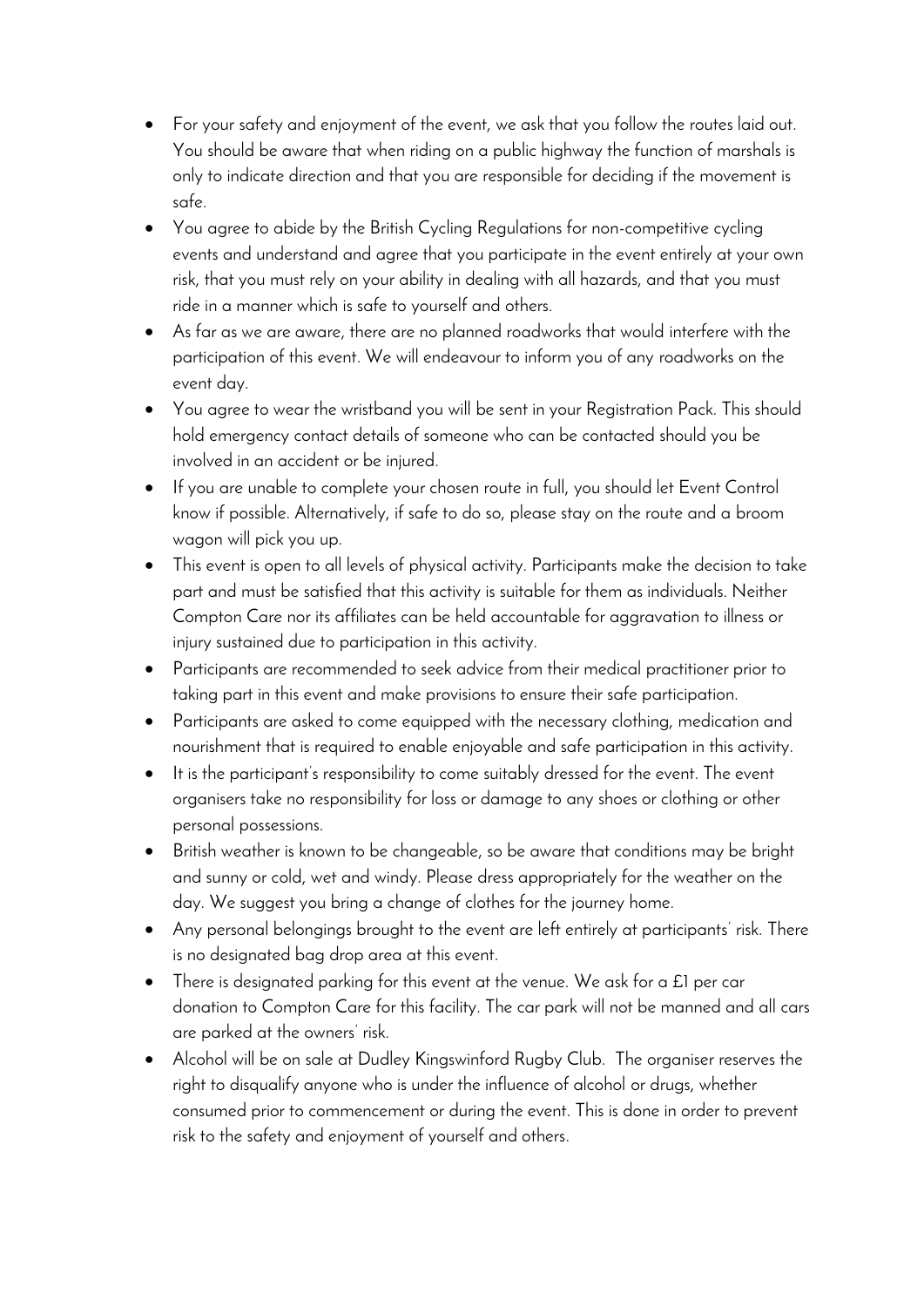- For your safety and enjoyment of the event, we ask that you follow the routes laid out. You should be aware that when riding on a public highway the function of marshals is only to indicate direction and that you are responsible for deciding if the movement is safe.
- You agree to abide by the British Cycling Regulations for non-competitive cycling events and understand and agree that you participate in the event entirely at your own risk, that you must rely on your ability in dealing with all hazards, and that you must ride in a manner which is safe to yourself and others.
- As far as we are aware, there are no planned roadworks that would interfere with the participation of this event. We will endeavour to inform you of any roadworks on the event day.
- You agree to wear the wristband you will be sent in your Registration Pack. This should hold emergency contact details of someone who can be contacted should you be involved in an accident or be injured.
- If you are unable to complete your chosen route in full, you should let Event Control know if possible. Alternatively, if safe to do so, please stay on the route and a broom wagon will pick you up.
- This event is open to all levels of physical activity. Participants make the decision to take part and must be satisfied that this activity is suitable for them as individuals. Neither Compton Care nor its affiliates can be held accountable for aggravation to illness or injury sustained due to participation in this activity.
- Participants are recommended to seek advice from their medical practitioner prior to taking part in this event and make provisions to ensure their safe participation.
- Participants are asked to come equipped with the necessary clothing, medication and nourishment that is required to enable enjoyable and safe participation in this activity.
- It is the participant's responsibility to come suitably dressed for the event. The event organisers take no responsibility for loss or damage to any shoes or clothing or other personal possessions.
- British weather is known to be changeable, so be aware that conditions may be bright and sunny or cold, wet and windy. Please dress appropriately for the weather on the day. We suggest you bring a change of clothes for the journey home.
- Any personal belongings brought to the event are left entirely at participants' risk. There is no designated bag drop area at this event.
- There is designated parking for this event at the venue. We ask for a £1 per car donation to Compton Care for this facility. The car park will not be manned and all cars are parked at the owners' risk.
- Alcohol will be on sale at Dudley Kingswinford Rugby Club. The organiser reserves the right to disqualify anyone who is under the influence of alcohol or drugs, whether consumed prior to commencement or during the event. This is done in order to prevent risk to the safety and enjoyment of yourself and others.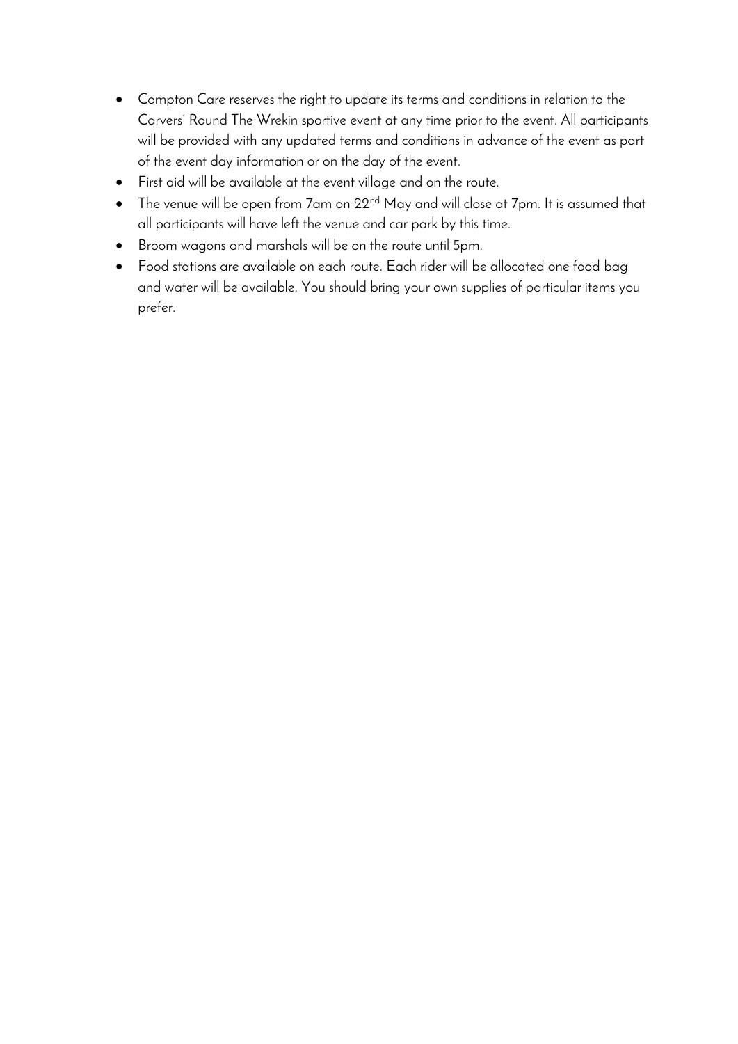- Compton Care reserves the right to update its terms and conditions in relation to the Carvers' Round The Wrekin sportive event at any time prior to the event. All participants will be provided with any updated terms and conditions in advance of the event as part of the event day information or on the day of the event.
- First aid will be available at the event village and on the route.
- The venue will be open from 7am on 22nd May and will close at 7pm. It is assumed that all participants will have left the venue and car park by this time.
- Broom wagons and marshals will be on the route until 5pm.
- Food stations are available on each route. Each rider will be allocated one food bag and water will be available. You should bring your own supplies of particular items you prefer.